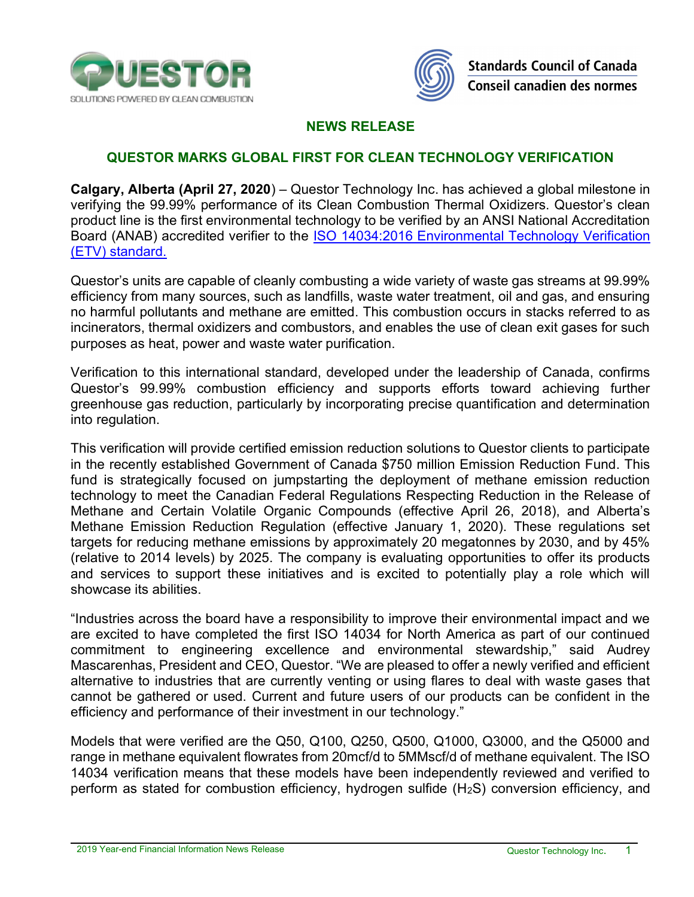## NEWS RELEASE

## QUESTOR MARKS GLOBAL FIRST FOR CLEAN TECHNOLOGY VERIFICATION

**Calgary, Alberta (April 27, 2020**) – Questor Technology Inc. has achieved a global milestone in verifying the 99.99% performance of its Clean Combustion Thermal Oxidizers. Questor's clean product line is the first environmental technology to be verified by an ANSI National Accreditation Board (ANAB) accredited verifier to the [ISO 14034:2016 Environmental Technology Verification (ETV) standard.]()

Questor's units are capable of cleanly combusting a wide variety of waste gas streams at 99.99% efficiency from many sources, such as landfills, waste water treatment, oil and gas, and ensuring no harmful pollutants and methane are emitted. This combustion occurs in stacks referred to as incinerators, thermal oxidizers and combustors, and enables the use of clean exit gases for such purposes as heat, power and waste water purification.

Verification to this international standard, developed under the leadership of Canada, confirms Questor's 99.99% combustion efficiency and supports efforts toward achieving further greenhouse gas reduction, particularly by incorporating precise quantification and determination into regulation.

This verification will provide certified emission reduction solutions to Questor clients to participate in the recently established Government of Canada $750 million Emission Reduction Fund. This fund is strategically focused on jumpstarting the deployment of methane emission reduction technology to meet the Canadian Federal Regulations Respecting Reduction in the Release of Methane and Certain Volatile Organic Compounds (effective April 26, 2018), and Alberta's Methane Emission Reduction Regulation (effective January 1, 2020). These regulations set targets for reducing methane emissions by approximately 20 megatonnes by 2030, and by 45% (relative to 2014 levels) by 2025. The company is evaluating opportunities to offer its products and services to support these initiatives and is excited to potentially play a role which will showcase its abilities.

"Industries across the board have a responsibility to improve their environmental impact and we are excited to have completed the first ISO 14034 for North America as part of our continued commitment to engineering excellence and environmental stewardship," said Audrey Mascarenhas, President and CEO, Questor. "We are pleased to offer a newly verified and efficient alternative to industries that are currently venting or using flares to deal with waste gases that cannot be gathered or used. Current and future users of our products can be confident in the efficiency and performance of their investment in our technology."

Models that were verified are the Q50, Q100, Q250, Q500, Q1000, Q3000, and the Q5000 and range in methane equivalent flowrates from 20mcf/d to 5MMscf/d of methane equivalent. The ISO 14034 verification means that these models have been independently reviewed and verified to perform as stated for combustion efficiency, hydrogen sulfide ($H_2S$) conversion efficiency, and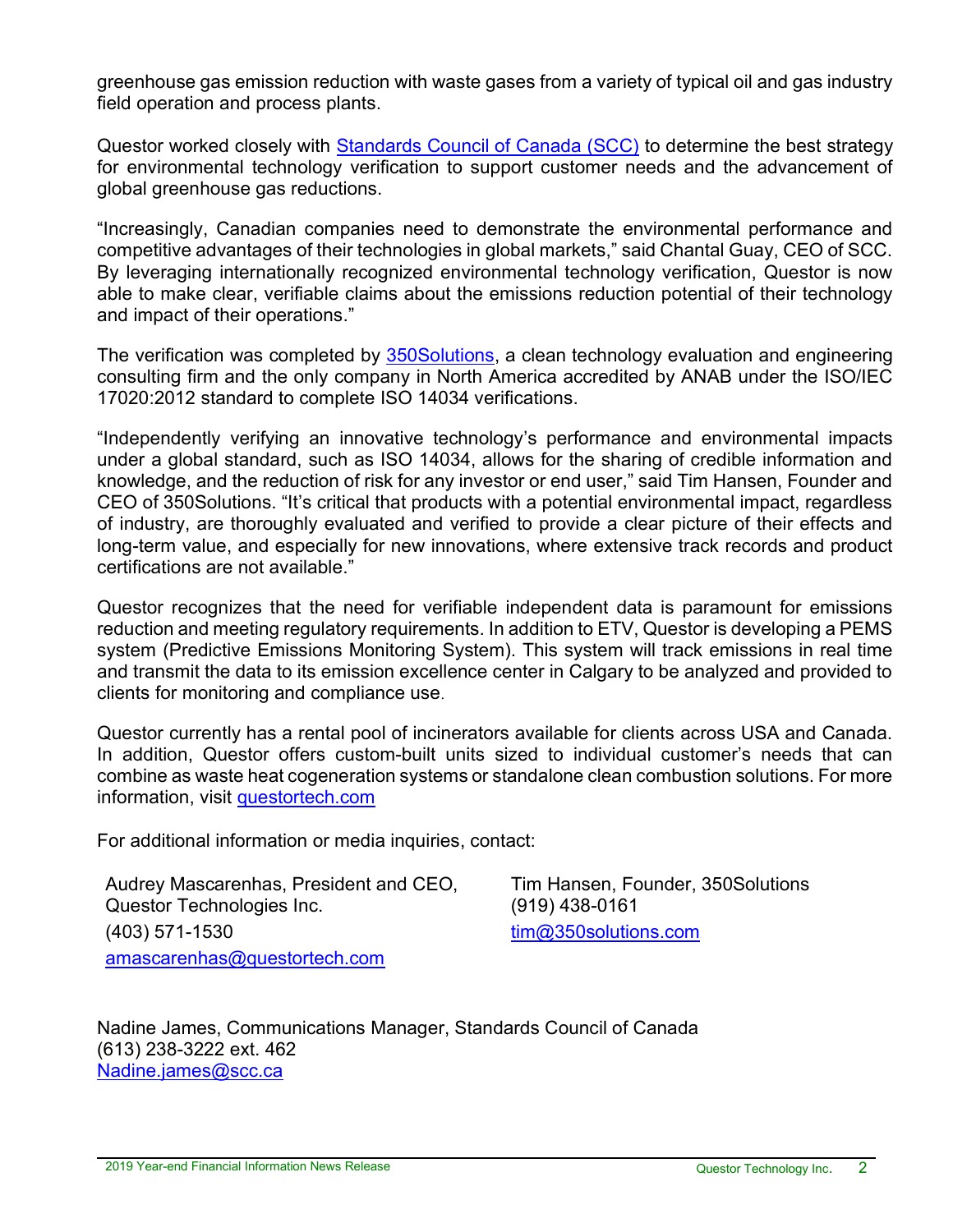greenhouse gas emission reduction with waste gases from a variety of typical oil and gas industry field operation and process plants.

Questor worked closely with [Standards Council of Canada (SCC)]() to determine the best strategy for environmental technology verification to support customer needs and the advancement of global greenhouse gas reductions.

"Increasingly, Canadian companies need to demonstrate the environmental performance and competitive advantages of their technologies in global markets," said Chantal Guay, CEO of SCC. By leveraging internationally recognized environmental technology verification, Questor is now able to make clear, verifiable claims about the emissions reduction potential of their technology and impact of their operations."

The verification was completed by [350Solutions](), a clean technology evaluation and engineering consulting firm and the only company in North America accredited by ANAB under the ISO/IEC 17020:2012 standard to complete ISO 14034 verifications.

"Independently verifying an innovative technology's performance and environmental impacts under a global standard, such as ISO 14034, allows for the sharing of credible information and knowledge, and the reduction of risk for any investor or end user," said Tim Hansen, Founder and CEO of 350Solutions. "It's critical that products with a potential environmental impact, regardless of industry, are thoroughly evaluated and verified to provide a clear picture of their effects and long-term value, and especially for new innovations, where extensive track records and product certifications are not available."

Questor recognizes that the need for verifiable independent data is paramount for emissions reduction and meeting regulatory requirements. In addition to ETV, Questor is developing a PEMS system (Predictive Emissions Monitoring System). This system will track emissions in real time and transmit the data to its emission excellence center in Calgary to be analyzed and provided to clients for monitoring and compliance use.

Questor currently has a rental pool of incinerators available for clients across USA and Canada. In addition, Questor offers custom-built units sized to individual customer's needs that can combine as waste heat cogeneration systems or standalone clean combustion solutions. For more information, visit [questortech.com]()

For additional information or media inquiries, contact:

Audrey Mascarenhas, President and CEO, Questor Technologies Inc.
(403) 571-1530
[amascarenhas@questortech.com]()

Tim Hansen, Founder, 350Solutions
(919) 438-0161
[tim@350solutions.com]()

Nadine James, Communications Manager, Standards Council of Canada
(613) 238-3222 ext. 462
[Nadine.james@scc.ca]()